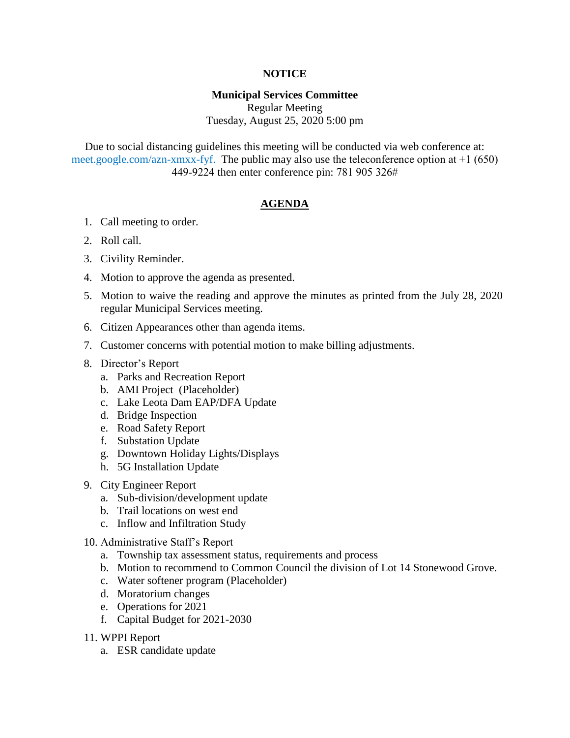**NOTICE**

**Municipal Services Committee**
Regular Meeting
Tuesday, August 25, 2020 5:00 pm

Due to social distancing guidelines this meeting will be conducted via web conference at: meet.google.com/azn-xmxx-fyf. The public may also use the teleconference option at +1 (650) 449-9224 then enter conference pin: 781 905 326#

**AGENDA**

1. Call meeting to order.
2. Roll call.
3. Civility Reminder.
4. Motion to approve the agenda as presented.
5. Motion to waive the reading and approve the minutes as printed from the July 28, 2020 regular Municipal Services meeting.
6. Citizen Appearances other than agenda items.
7. Customer concerns with potential motion to make billing adjustments.
8. Director's Report
   a. Parks and Recreation Report
   b. AMI Project (Placeholder)
   c. Lake Leota Dam EAP/DFA Update
   d. Bridge Inspection
   e. Road Safety Report
   f. Substation Update
   g. Downtown Holiday Lights/Displays
   h. 5G Installation Update
9. City Engineer Report
   a. Sub-division/development update
   b. Trail locations on west end
   c. Inflow and Infiltration Study
10. Administrative Staff's Report
    a. Township tax assessment status, requirements and process
    b. Motion to recommend to Common Council the division of Lot 14 Stonewood Grove.
    c. Water softener program (Placeholder)
    d. Moratorium changes
    e. Operations for 2021
    f. Capital Budget for 2021-2030
11. WPPI Report
    a. ESR candidate update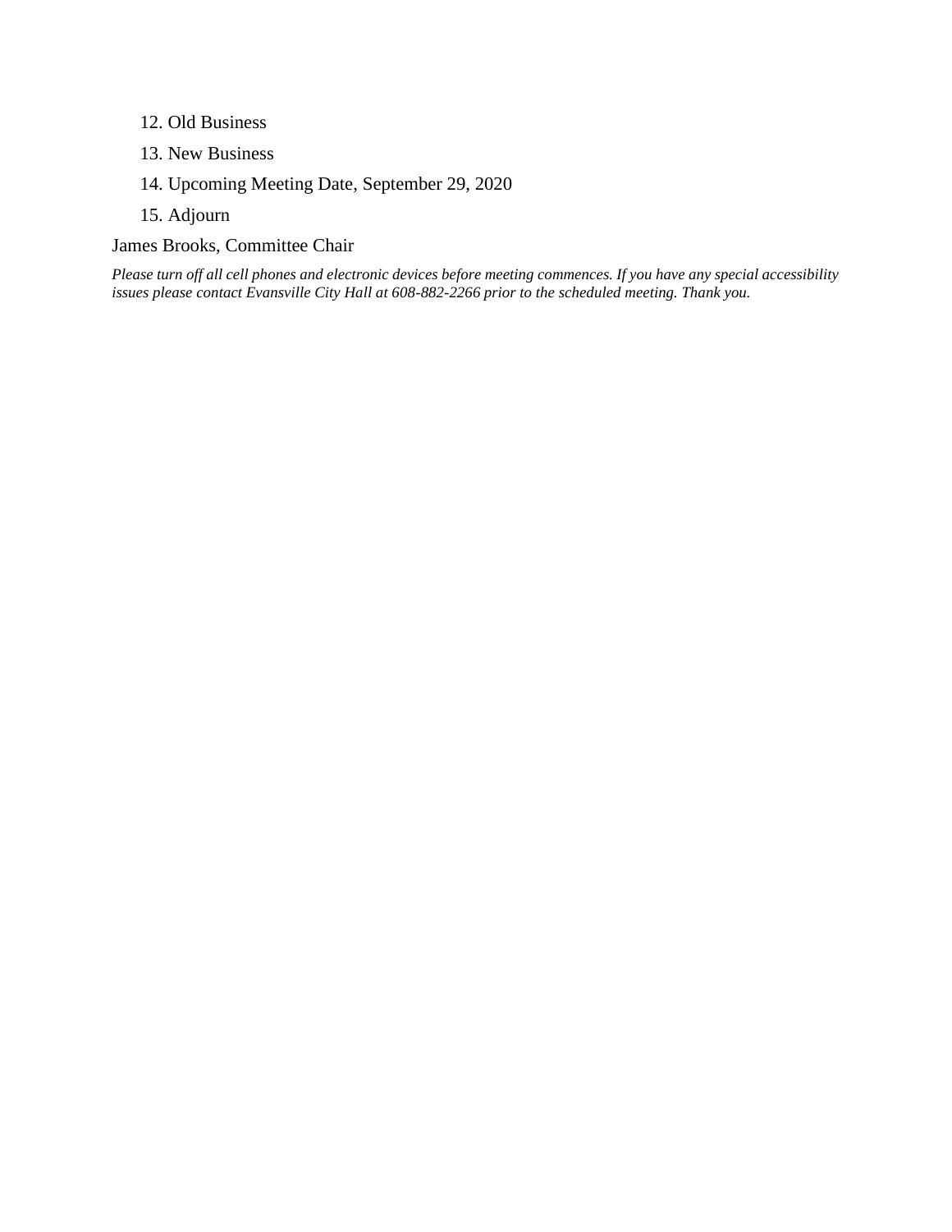12. Old Business
13. New Business
14. Upcoming Meeting Date, September 29, 2020
15. Adjourn

James Brooks, Committee Chair

*Please turn off all cell phones and electronic devices before meeting commences. If you have any special accessibility issues please contact Evansville City Hall at 608-882-2266 prior to the scheduled meeting. Thank you.*